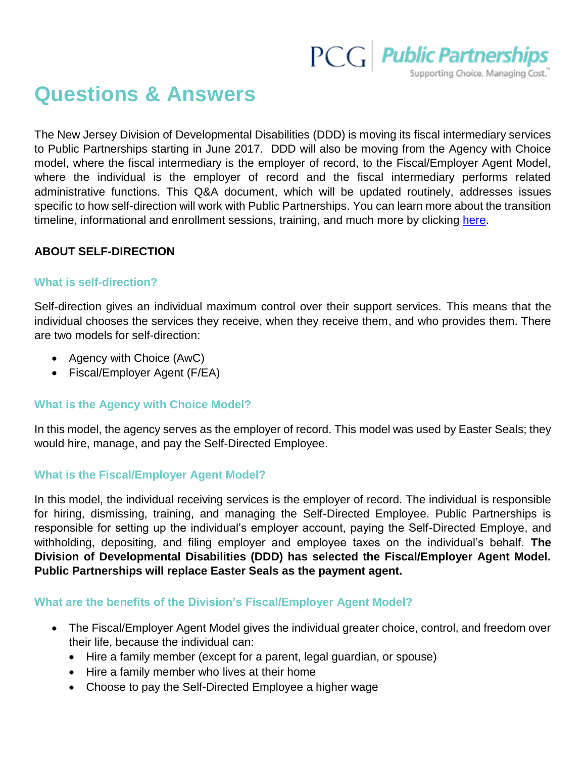# Questions & Answers

The New Jersey Division of Developmental Disabilities (DDD) is moving its fiscal intermediary services to Public Partnerships starting in June 2017. DDD will also be moving from the Agency with Choice model, where the fiscal intermediary is the employer of record, to the Fiscal/Employer Agent Model, where the individual is the employer of record and the fiscal intermediary performs related administrative functions. This Q&A document, which will be updated routinely, addresses issues specific to how self-direction will work with Public Partnerships. You can learn more about the transition timeline, informational and enrollment sessions, training, and much more by clicking here.

## ABOUT SELF-DIRECTION

### What is self-direction?

Self-direction gives an individual maximum control over their support services. This means that the individual chooses the services they receive, when they receive them, and who provides them. There are two models for self-direction:

- Agency with Choice (AwC)
- Fiscal/Employer Agent (F/EA)

### What is the Agency with Choice Model?

In this model, the agency serves as the employer of record. This model was used by Easter Seals; they would hire, manage, and pay the Self-Directed Employee.

### What is the Fiscal/Employer Agent Model?

In this model, the individual receiving services is the employer of record. The individual is responsible for hiring, dismissing, training, and managing the Self-Directed Employee. Public Partnerships is responsible for setting up the individual's employer account, paying the Self-Directed Employe, and withholding, depositing, and filing employer and employee taxes on the individual's behalf. **The Division of Developmental Disabilities (DDD) has selected the Fiscal/Employer Agent Model. Public Partnerships will replace Easter Seals as the payment agent.**

### What are the benefits of the Division's Fiscal/Employer Agent Model?

- The Fiscal/Employer Agent Model gives the individual greater choice, control, and freedom over their life, because the individual can:
  - Hire a family member (except for a parent, legal guardian, or spouse)
  - Hire a family member who lives at their home
  - Choose to pay the Self-Directed Employee a higher wage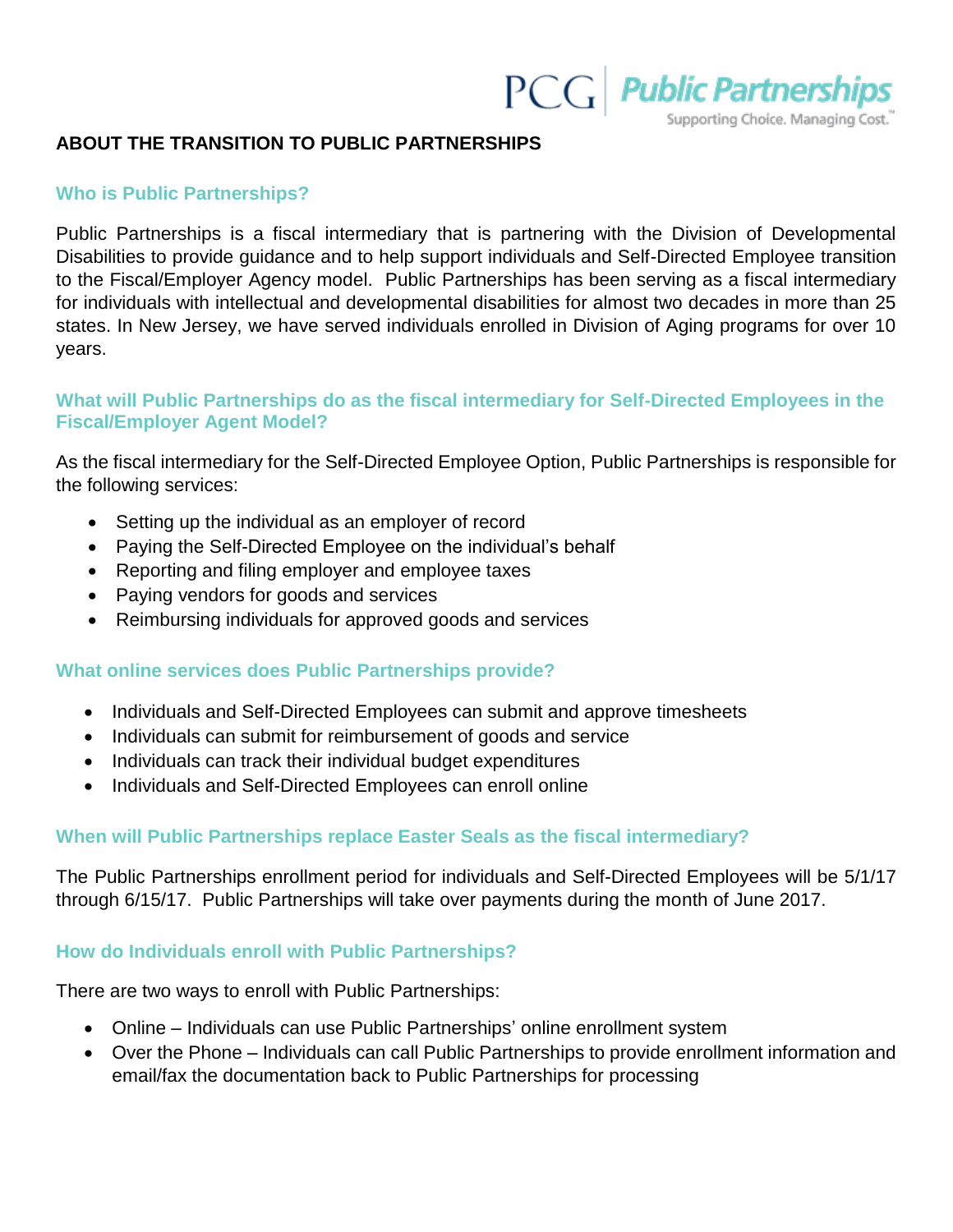## ABOUT THE TRANSITION TO PUBLIC PARTNERSHIPS

### Who is Public Partnerships?

Public Partnerships is a fiscal intermediary that is partnering with the Division of Developmental Disabilities to provide guidance and to help support individuals and Self-Directed Employee transition to the Fiscal/Employer Agency model. Public Partnerships has been serving as a fiscal intermediary for individuals with intellectual and developmental disabilities for almost two decades in more than 25 states. In New Jersey, we have served individuals enrolled in Division of Aging programs for over 10 years.

### What will Public Partnerships do as the fiscal intermediary for Self-Directed Employees in the Fiscal/Employer Agent Model?

As the fiscal intermediary for the Self-Directed Employee Option, Public Partnerships is responsible for the following services:

- Setting up the individual as an employer of record
- Paying the Self-Directed Employee on the individual's behalf
- Reporting and filing employer and employee taxes
- Paying vendors for goods and services
- Reimbursing individuals for approved goods and services

### What online services does Public Partnerships provide?

- Individuals and Self-Directed Employees can submit and approve timesheets
- Individuals can submit for reimbursement of goods and service
- Individuals can track their individual budget expenditures
- Individuals and Self-Directed Employees can enroll online

### When will Public Partnerships replace Easter Seals as the fiscal intermediary?

The Public Partnerships enrollment period for individuals and Self-Directed Employees will be 5/1/17 through 6/15/17. Public Partnerships will take over payments during the month of June 2017.

### How do Individuals enroll with Public Partnerships?

There are two ways to enroll with Public Partnerships:

- Online – Individuals can use Public Partnerships' online enrollment system
- Over the Phone – Individuals can call Public Partnerships to provide enrollment information and email/fax the documentation back to Public Partnerships for processing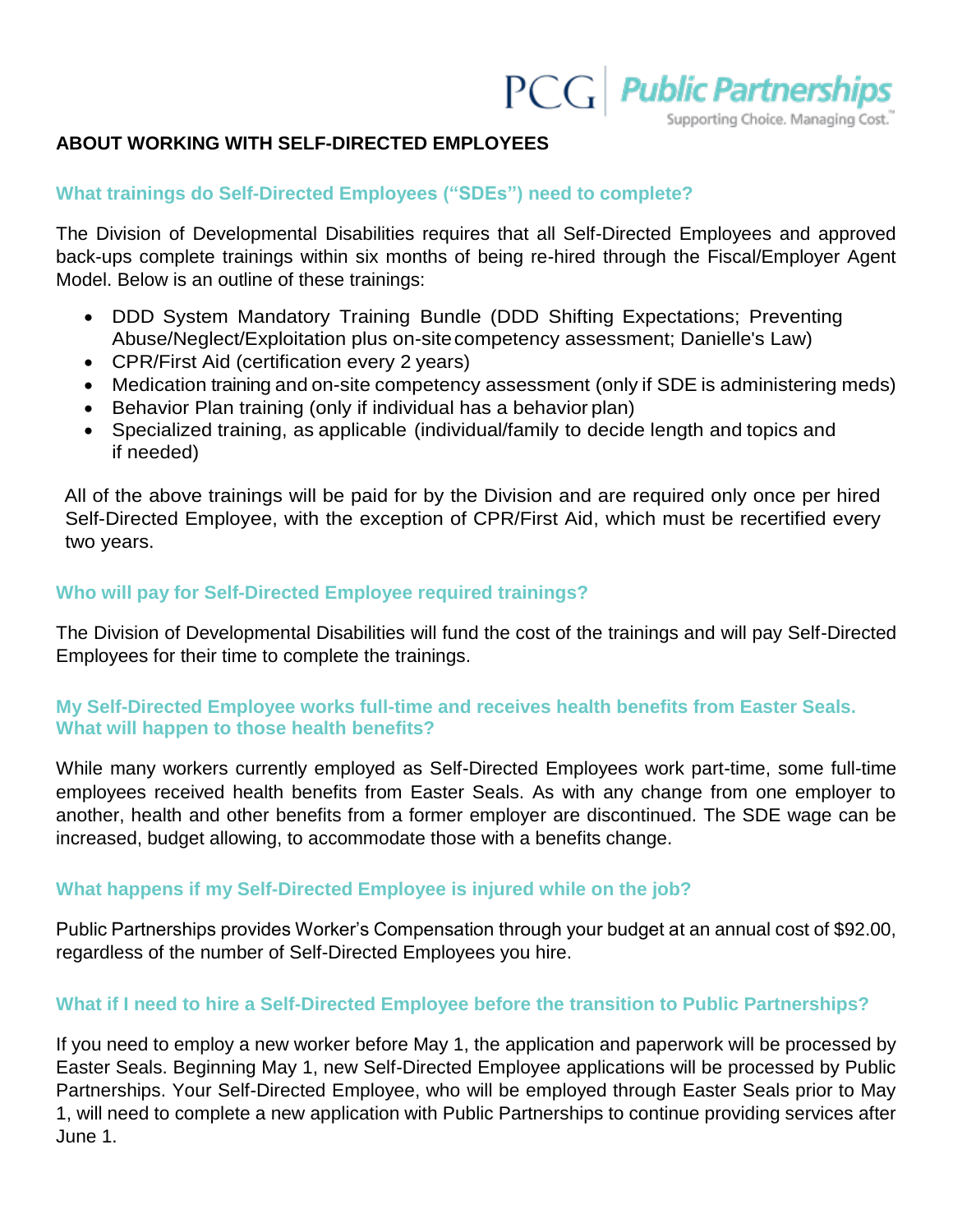## ABOUT WORKING WITH SELF-DIRECTED EMPLOYEES

### What trainings do Self-Directed Employees ("SDEs") need to complete?

The Division of Developmental Disabilities requires that all Self-Directed Employees and approved back-ups complete trainings within six months of being re-hired through the Fiscal/Employer Agent Model. Below is an outline of these trainings:

- DDD System Mandatory Training Bundle (DDD Shifting Expectations; Preventing Abuse/Neglect/Exploitation plus on-site competency assessment; Danielle's Law)
- CPR/First Aid (certification every 2 years)
- Medication training and on-site competency assessment (only if SDE is administering meds)
- Behavior Plan training (only if individual has a behavior plan)
- Specialized training, as applicable (individual/family to decide length and topics and if needed)

All of the above trainings will be paid for by the Division and are required only once per hired Self-Directed Employee, with the exception of CPR/First Aid, which must be recertified every two years.

### Who will pay for Self-Directed Employee required trainings?

The Division of Developmental Disabilities will fund the cost of the trainings and will pay Self-Directed Employees for their time to complete the trainings.

### My Self-Directed Employee works full-time and receives health benefits from Easter Seals. What will happen to those health benefits?

While many workers currently employed as Self-Directed Employees work part-time, some full-time employees received health benefits from Easter Seals. As with any change from one employer to another, health and other benefits from a former employer are discontinued. The SDE wage can be increased, budget allowing, to accommodate those with a benefits change.

### What happens if my Self-Directed Employee is injured while on the job?

Public Partnerships provides Worker's Compensation through your budget at an annual cost of $92.00, regardless of the number of Self-Directed Employees you hire.

### What if I need to hire a Self-Directed Employee before the transition to Public Partnerships?

If you need to employ a new worker before May 1, the application and paperwork will be processed by Easter Seals. Beginning May 1, new Self-Directed Employee applications will be processed by Public Partnerships. Your Self-Directed Employee, who will be employed through Easter Seals prior to May 1, will need to complete a new application with Public Partnerships to continue providing services after June 1.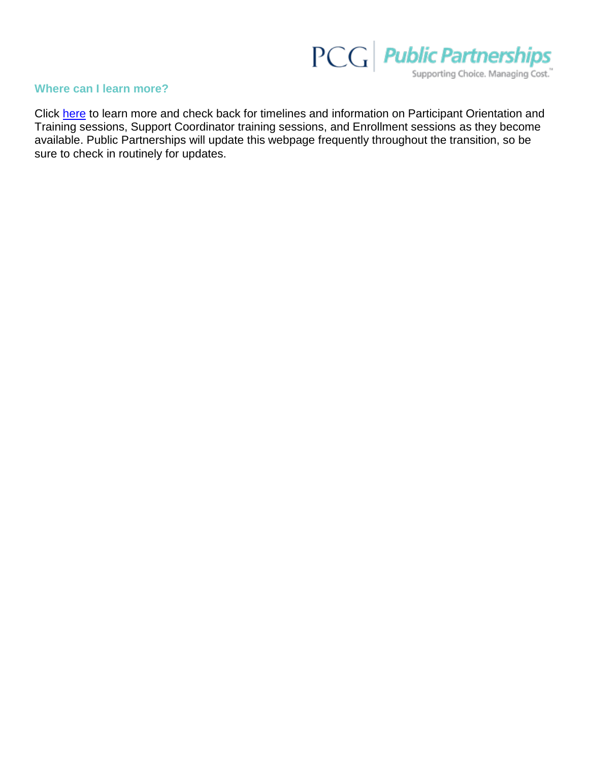### Where can I learn more?

Click [here]() to learn more and check back for timelines and information on Participant Orientation and Training sessions, Support Coordinator training sessions, and Enrollment sessions as they become available. Public Partnerships will update this webpage frequently throughout the transition, so be sure to check in routinely for updates.